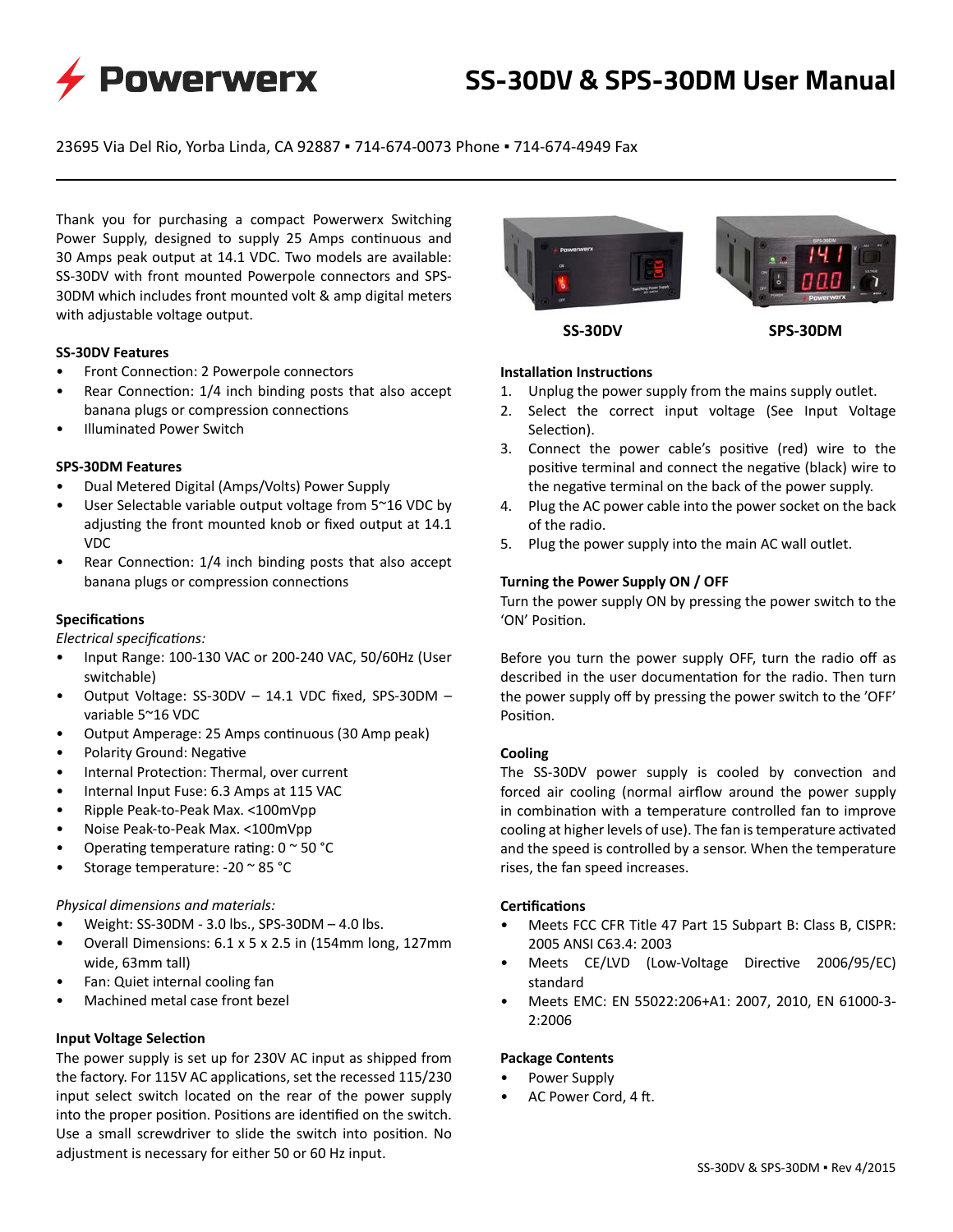# SS-30DV & SPS-30DM User Manual

23695 Via Del Rio, Yorba Linda, CA 92887 ▪ 714-674-0073 Phone ▪ 714-674-4949 Fax

Thank you for purchasing a compact Powerwerx Switching Power Supply, designed to supply 25 Amps continuous and 30 Amps peak output at 14.1 VDC. Two models are available: SS-30DV with front mounted Powerpole connectors and SPS-30DM which includes front mounted volt & amp digital meters with adjustable voltage output.

SS-30DV

SPS-30DM

### SS-30DV Features

- Front Connection: 2 Powerpole connectors
- Rear Connection: 1/4 inch binding posts that also accept banana plugs or compression connections
- Illuminated Power Switch

### SPS-30DM Features

- Dual Metered Digital (Amps/Volts) Power Supply
- User Selectable variable output voltage from 5~16 VDC by adjusting the front mounted knob or fixed output at 14.1 VDC
- Rear Connection: 1/4 inch binding posts that also accept banana plugs or compression connections

### Specifications

*Electrical specifications:*

- Input Range: 100-130 VAC or 200-240 VAC, 50/60Hz (User switchable)
- Output Voltage: SS-30DV – 14.1 VDC fixed, SPS-30DM – variable 5~16 VDC
- Output Amperage: 25 Amps continuous (30 Amp peak)
- Polarity Ground: Negative
- Internal Protection: Thermal, over current
- Internal Input Fuse: 6.3 Amps at 115 VAC
- Ripple Peak-to-Peak Max. <100mVpp
- Noise Peak-to-Peak Max. <100mVpp
- Operating temperature rating: 0 ~ 50 °C
- Storage temperature: -20 ~ 85 °C

*Physical dimensions and materials:*

- Weight: SS-30DM - 3.0 lbs., SPS-30DM – 4.0 lbs.
- Overall Dimensions: 6.1 x 5 x 2.5 in (154mm long, 127mm wide, 63mm tall)
- Fan: Quiet internal cooling fan
- Machined metal case front bezel

### Input Voltage Selection

The power supply is set up for 230V AC input as shipped from the factory. For 115V AC applications, set the recessed 115/230 input select switch located on the rear of the power supply into the proper position. Positions are identified on the switch. Use a small screwdriver to slide the switch into position. No adjustment is necessary for either 50 or 60 Hz input.

### Installation Instructions

1. Unplug the power supply from the mains supply outlet.
2. Select the correct input voltage (See Input Voltage Selection).
3. Connect the power cable's positive (red) wire to the positive terminal and connect the negative (black) wire to the negative terminal on the back of the power supply.
4. Plug the AC power cable into the power socket on the back of the radio.
5. Plug the power supply into the main AC wall outlet.

### Turning the Power Supply ON / OFF

Turn the power supply ON by pressing the power switch to the 'ON' Position.

Before you turn the power supply OFF, turn the radio off as described in the user documentation for the radio. Then turn the power supply off by pressing the power switch to the 'OFF' Position.

### Cooling

The SS-30DV power supply is cooled by convection and forced air cooling (normal airflow around the power supply in combination with a temperature controlled fan to improve cooling at higher levels of use). The fan is temperature activated and the speed is controlled by a sensor. When the temperature rises, the fan speed increases.

### Certifications

- Meets FCC CFR Title 47 Part 15 Subpart B: Class B, CISPR: 2005 ANSI C63.4: 2003
- Meets CE/LVD (Low-Voltage Directive 2006/95/EC) standard
- Meets EMC: EN 55022:206+A1: 2007, 2010, EN 61000-3-2:2006

### Package Contents

- Power Supply
- AC Power Cord, 4 ft.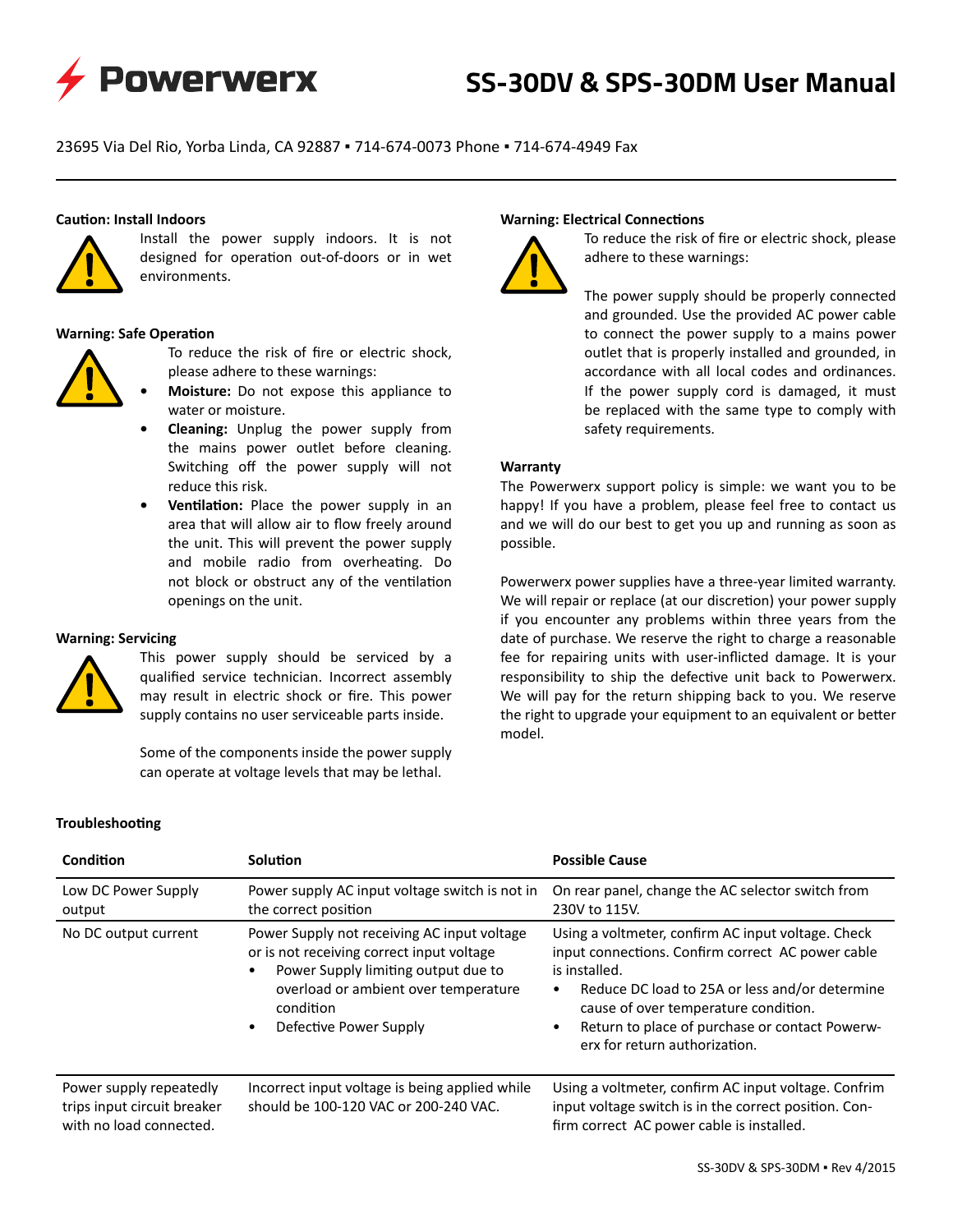# Powerwerx

# SS-30DV & SPS-30DM User Manual

23695 Via Del Rio, Yorba Linda, CA 92887 ▪ 714-674-0073 Phone ▪ 714-674-4949 Fax

**Caution: Install Indoors**

Install the power supply indoors. It is not designed for operation out-of-doors or in wet environments.

**Warning: Safe Operation**

To reduce the risk of fire or electric shock, please adhere to these warnings:

- **Moisture:** Do not expose this appliance to water or moisture.
- **Cleaning:** Unplug the power supply from the mains power outlet before cleaning. Switching off the power supply will not reduce this risk.
- **Ventilation:** Place the power supply in an area that will allow air to flow freely around the unit. This will prevent the power supply and mobile radio from overheating. Do not block or obstruct any of the ventilation openings on the unit.

**Warning: Servicing**

This power supply should be serviced by a qualified service technician. Incorrect assembly may result in electric shock or fire. This power supply contains no user serviceable parts inside.

Some of the components inside the power supply can operate at voltage levels that may be lethal.

**Warning: Electrical Connections**

To reduce the risk of fire or electric shock, please adhere to these warnings:

The power supply should be properly connected and grounded. Use the provided AC power cable to connect the power supply to a mains power outlet that is properly installed and grounded, in accordance with all local codes and ordinances. If the power supply cord is damaged, it must be replaced with the same type to comply with safety requirements.

**Warranty**

The Powerwerx support policy is simple: we want you to be happy! If you have a problem, please feel free to contact us and we will do our best to get you up and running as soon as possible.

Powerwerx power supplies have a three-year limited warranty. We will repair or replace (at our discretion) your power supply if you encounter any problems within three years from the date of purchase. We reserve the right to charge a reasonable fee for repairing units with user-inflicted damage. It is your responsibility to ship the defective unit back to Powerwerx. We will pay for the return shipping back to you. We reserve the right to upgrade your equipment to an equivalent or better model.

**Troubleshooting**

| Condition | Solution | Possible Cause |
|---|---|---|
| Low DC Power Supply output | Power supply AC input voltage switch is not in the correct position | On rear panel, change the AC selector switch from 230V to 115V. |
| No DC output current | Power Supply not receiving AC input voltage or is not receiving correct input voltage<br>• Power Supply limiting output due to overload or ambient over temperature condition<br>• Defective Power Supply | Using a voltmeter, confirm AC input voltage. Check input connections. Confirm correct AC power cable is installed.<br>• Reduce DC load to 25A or less and/or determine cause of over temperature condition.<br>• Return to place of purchase or contact Powerwerx for return authorization. |
| Power supply repeatedly trips input circuit breaker with no load connected. | Incorrect input voltage is being applied while should be 100-120 VAC or 200-240 VAC. | Using a voltmeter, confirm AC input voltage. Confrim input voltage switch is in the correct position. Confirm correct AC power cable is installed. |